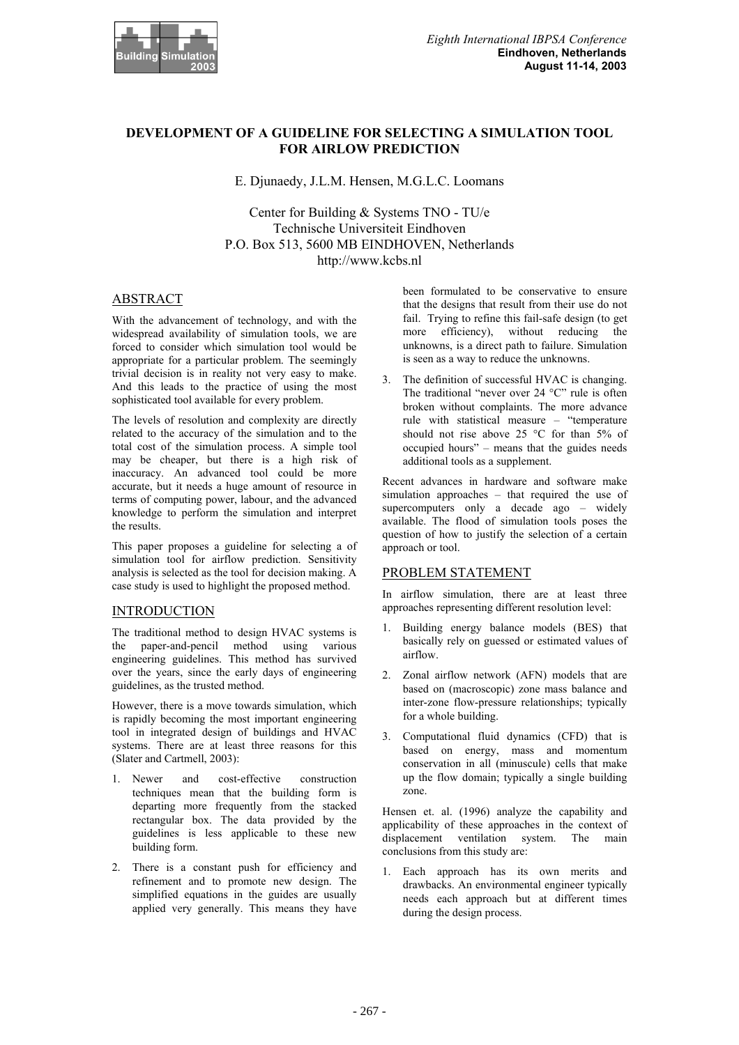# DEVELOPMENT OF A GUIDELINE FOR SELECTING A SIMULATION TOOL FOR AIRFLOW PREDICTION

E. Djunaedy, J.L.M. Hensen, M.G.L.C. Loomans

Center for Building & Systems TNO - TU/e
Technische Universiteit Eindhoven
P.O. Box 513, 5600 MB EINDHOVEN, Netherlands
http://www.kcbs.nl

## ABSTRACT

With the advancement of technology, and with the widespread availability of simulation tools, we are forced to consider which simulation tool would be appropriate for a particular problem. The seemingly trivial decision is in reality not very easy to make. And this leads to the practice of using the most sophisticated tool available for every problem.

The levels of resolution and complexity are directly related to the accuracy of the simulation and to the total cost of the simulation process. A simple tool may be cheaper, but there is a high risk of inaccuracy. An advanced tool could be more accurate, but it needs a huge amount of resource in terms of computing power, labour, and the advanced knowledge to perform the simulation and interpret the results.

This paper proposes a guideline for selecting a of simulation tool for airflow prediction. Sensitivity analysis is selected as the tool for decision making. A case study is used to highlight the proposed method.

## INTRODUCTION

The traditional method to design HVAC systems is the paper-and-pencil method using various engineering guidelines. This method has survived over the years, since the early days of engineering guidelines, as the trusted method.

However, there is a move towards simulation, which is rapidly becoming the most important engineering tool in integrated design of buildings and HVAC systems. There are at least three reasons for this (Slater and Cartmell, 2003):

1. Newer and cost-effective construction techniques mean that the building form is departing more frequently from the stacked rectangular box. The data provided by the guidelines is less applicable to these new building form.
2. There is a constant push for efficiency and refinement and to promote new design. The simplified equations in the guides are usually applied very generally. This means they have been formulated to be conservative to ensure that the designs that result from their use do not fail. Trying to refine this fail-safe design (to get more efficiency), without reducing the unknowns, is a direct path to failure. Simulation is seen as a way to reduce the unknowns.
3. The definition of successful HVAC is changing. The traditional "never over 24 °C" rule is often broken without complaints. The more advance rule with statistical measure – "temperature should not rise above 25 °C for than 5% of occupied hours" – means that the guides needs additional tools as a supplement.

Recent advances in hardware and software make simulation approaches – that required the use of supercomputers only a decade ago – widely available. The flood of simulation tools poses the question of how to justify the selection of a certain approach or tool.

## PROBLEM STATEMENT

In airflow simulation, there are at least three approaches representing different resolution level:

1. Building energy balance models (BES) that basically rely on guessed or estimated values of airflow.
2. Zonal airflow network (AFN) models that are based on (macroscopic) zone mass balance and inter-zone flow-pressure relationships; typically for a whole building.
3. Computational fluid dynamics (CFD) that is based on energy, mass and momentum conservation in all (minuscule) cells that make up the flow domain; typically a single building zone.

Hensen et. al. (1996) analyze the capability and applicability of these approaches in the context of displacement ventilation system. The main conclusions from this study are:

1. Each approach has its own merits and drawbacks. An environmental engineer typically needs each approach but at different times during the design process.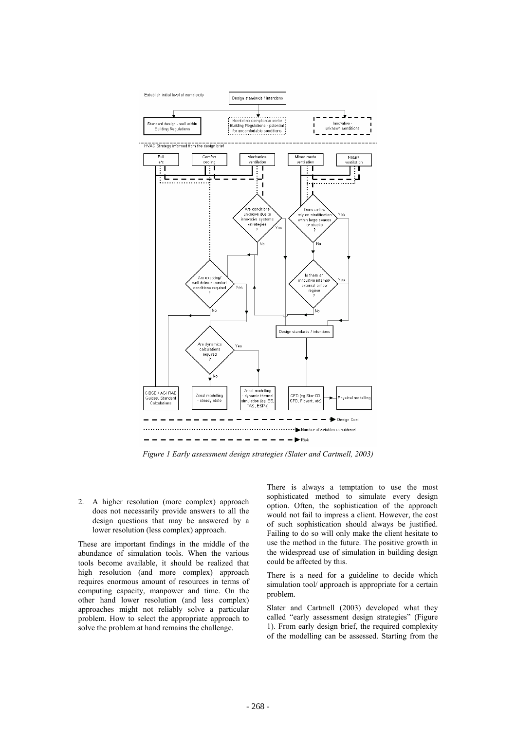Figure 1 Early assessment design strategies (Slater and Cartmell, 2003)

2. A higher resolution (more complex) approach does not necessarily provide answers to all the design questions that may be answered by a lower resolution (less complex) approach.

These are important findings in the middle of the abundance of simulation tools. When the various tools become available, it should be realized that high resolution (and more complex) approach requires enormous amount of resources in terms of computing capacity, manpower and time. On the other hand lower resolution (and less complex) approaches might not reliably solve a particular problem. How to select the appropriate approach to solve the problem at hand remains the challenge.

There is always a temptation to use the most sophisticated method to simulate every design option. Often, the sophistication of the approach would not fail to impress a client. However, the cost of such sophistication should always be justified. Failing to do so will only make the client hesitate to use the method in the future. The positive growth in the widespread use of simulation in building design could be affected by this.

There is a need for a guideline to decide which simulation tool/ approach is appropriate for a certain problem.

Slater and Cartmell (2003) developed what they called "early assessment design strategies" (Figure 1). From early design brief, the required complexity of the modelling can be assessed. Starting from the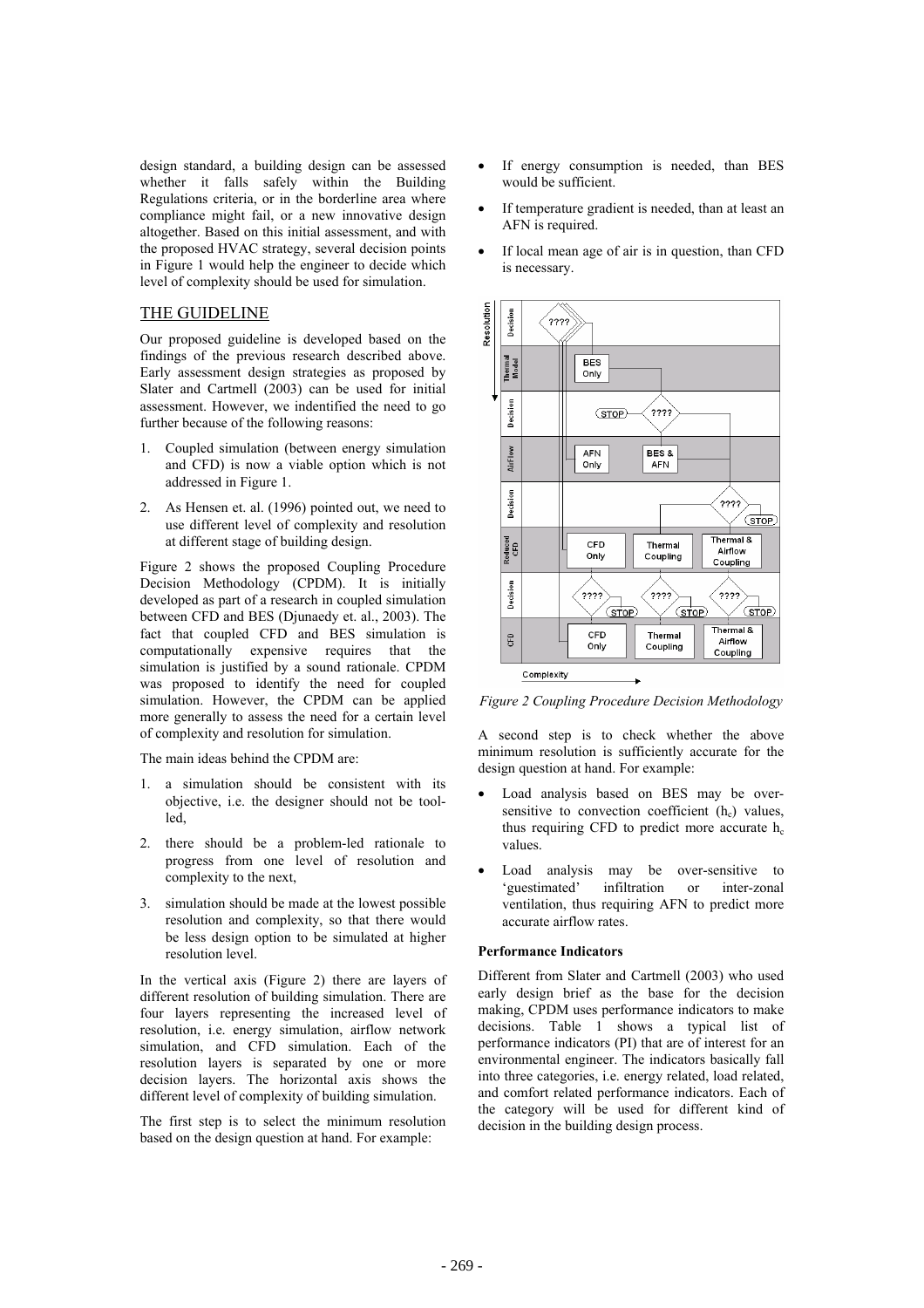design standard, a building design can be assessed whether it falls safely within the Building Regulations criteria, or in the borderline area where compliance might fail, or a new innovative design altogether. Based on this initial assessment, and with the proposed HVAC strategy, several decision points in Figure 1 would help the engineer to decide which level of complexity should be used for simulation.

## THE GUIDELINE

Our proposed guideline is developed based on the findings of the previous research described above. Early assessment design strategies as proposed by Slater and Cartmell (2003) can be used for initial assessment. However, we indentified the need to go further because of the following reasons:

1. Coupled simulation (between energy simulation and CFD) is now a viable option which is not addressed in Figure 1.
2. As Hensen et. al. (1996) pointed out, we need to use different level of complexity and resolution at different stage of building design.

Figure 2 shows the proposed Coupling Procedure Decision Methodology (CPDM). It is initially developed as part of a research in coupled simulation between CFD and BES (Djunaedy et. al., 2003). The fact that coupled CFD and BES simulation is computationally expensive requires that the simulation is justified by a sound rationale. CPDM was proposed to identify the need for coupled simulation. However, the CPDM can be applied more generally to assess the need for a certain level of complexity and resolution for simulation.

The main ideas behind the CPDM are:

1. a simulation should be consistent with its objective, i.e. the designer should not be tool-led,
2. there should be a problem-led rationale to progress from one level of resolution and complexity to the next,
3. simulation should be made at the lowest possible resolution and complexity, so that there would be less design option to be simulated at higher resolution level.

In the vertical axis (Figure 2) there are layers of different resolution of building simulation. There are four layers representing the increased level of resolution, i.e. energy simulation, airflow network simulation, and CFD simulation. Each of the resolution layers is separated by one or more decision layers. The horizontal axis shows the different level of complexity of building simulation.

The first step is to select the minimum resolution based on the design question at hand. For example:

- If energy consumption is needed, than BES would be sufficient.
- If temperature gradient is needed, than at least an AFN is required.
- If local mean age of air is in question, than CFD is necessary.

*Figure 2 Coupling Procedure Decision Methodology*

A second step is to check whether the above minimum resolution is sufficiently accurate for the design question at hand. For example:

- Load analysis based on BES may be over-sensitive to convection coefficient ($h_c$) values, thus requiring CFD to predict more accurate $h_c$ values.
- Load analysis may be over-sensitive to 'guestimated' infiltration or inter-zonal ventilation, thus requiring AFN to predict more accurate airflow rates.

**Performance Indicators**

Different from Slater and Cartmell (2003) who used early design brief as the base for the decision making, CPDM uses performance indicators to make decisions. Table 1 shows a typical list of performance indicators (PI) that are of interest for an environmental engineer. The indicators basically fall into three categories, i.e. energy related, load related, and comfort related performance indicators. Each of the category will be used for different kind of decision in the building design process.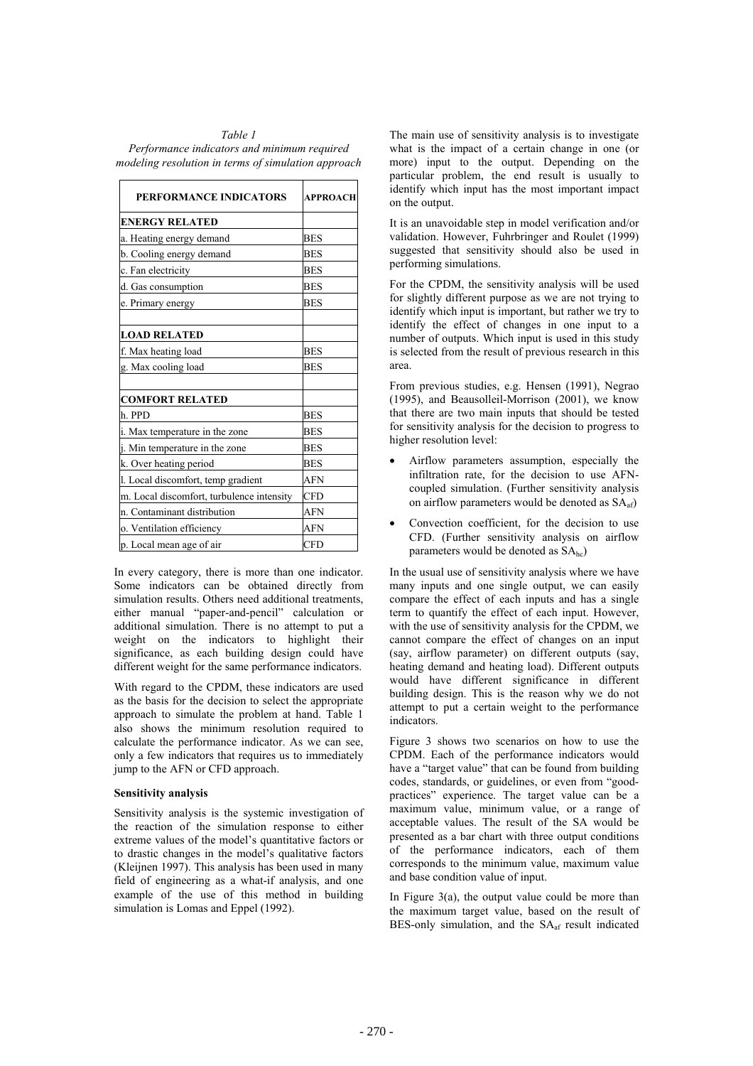*Table 1*
*Performance indicators and minimum required modeling resolution in terms of simulation approach*

| PERFORMANCE INDICATORS | APPROACH |
|---|---|
| **ENERGY RELATED** | |
| a. Heating energy demand | BES |
| b. Cooling energy demand | BES |
| c. Fan electricity | BES |
| d. Gas consumption | BES |
| e. Primary energy | BES |
| | |
| **LOAD RELATED** | |
| f. Max heating load | BES |
| g. Max cooling load | BES |
| | |
| **COMFORT RELATED** | |
| h. PPD | BES |
| i. Max temperature in the zone | BES |
| j. Min temperature in the zone | BES |
| k. Over heating period | BES |
| l. Local discomfort, temp gradient | AFN |
| m. Local discomfort, turbulence intensity | CFD |
| n. Contaminant distribution | AFN |
| o. Ventilation efficiency | AFN |
| p. Local mean age of air | CFD |

In every category, there is more than one indicator. Some indicators can be obtained directly from simulation results. Others need additional treatments, either manual "paper-and-pencil" calculation or additional simulation. There is no attempt to put a weight on the indicators to highlight their significance, as each building design could have different weight for the same performance indicators.

With regard to the CPDM, these indicators are used as the basis for the decision to select the appropriate approach to simulate the problem at hand. Table 1 also shows the minimum resolution required to calculate the performance indicator. As we can see, only a few indicators that requires us to immediately jump to the AFN or CFD approach.

**Sensitivity analysis**

Sensitivity analysis is the systemic investigation of the reaction of the simulation response to either extreme values of the model's quantitative factors or to drastic changes in the model's qualitative factors (Kleijnen 1997). This analysis has been used in many field of engineering as a what-if analysis, and one example of the use of this method in building simulation is Lomas and Eppel (1992).

The main use of sensitivity analysis is to investigate what is the impact of a certain change in one (or more) input to the output. Depending on the particular problem, the end result is usually to identify which input has the most important impact on the output.

It is an unavoidable step in model verification and/or validation. However, Fuhrbringer and Roulet (1999) suggested that sensitivity should also be used in performing simulations.

For the CPDM, the sensitivity analysis will be used for slightly different purpose as we are not trying to identify which input is important, but rather we try to identify the effect of changes in one input to a number of outputs. Which input is used in this study is selected from the result of previous research in this area.

From previous studies, e.g. Hensen (1991), Negrao (1995), and Beausolleil-Morrison (2001), we know that there are two main inputs that should be tested for sensitivity analysis for the decision to progress to higher resolution level:

- Airflow parameters assumption, especially the infiltration rate, for the decision to use AFN-coupled simulation. (Further sensitivity analysis on airflow parameters would be denoted as $SA_{af}$)
- Convection coefficient, for the decision to use CFD. (Further sensitivity analysis on airflow parameters would be denoted as $SA_{hc}$)

In the usual use of sensitivity analysis where we have many inputs and one single output, we can easily compare the effect of each inputs and has a single term to quantify the effect of each input. However, with the use of sensitivity analysis for the CPDM, we cannot compare the effect of changes on an input (say, airflow parameter) on different outputs (say, heating demand and heating load). Different outputs would have different significance in different building design. This is the reason why we do not attempt to put a certain weight to the performance indicators.

Figure 3 shows two scenarios on how to use the CPDM. Each of the performance indicators would have a "target value" that can be found from building codes, standards, or guidelines, or even from "good-practices" experience. The target value can be a maximum value, minimum value, or a range of acceptable values. The result of the SA would be presented as a bar chart with three output conditions of the performance indicators, each of them corresponds to the minimum value, maximum value and base condition value of input.

In Figure 3(a), the output value could be more than the maximum target value, based on the result of BES-only simulation, and the $SA_{af}$ result indicated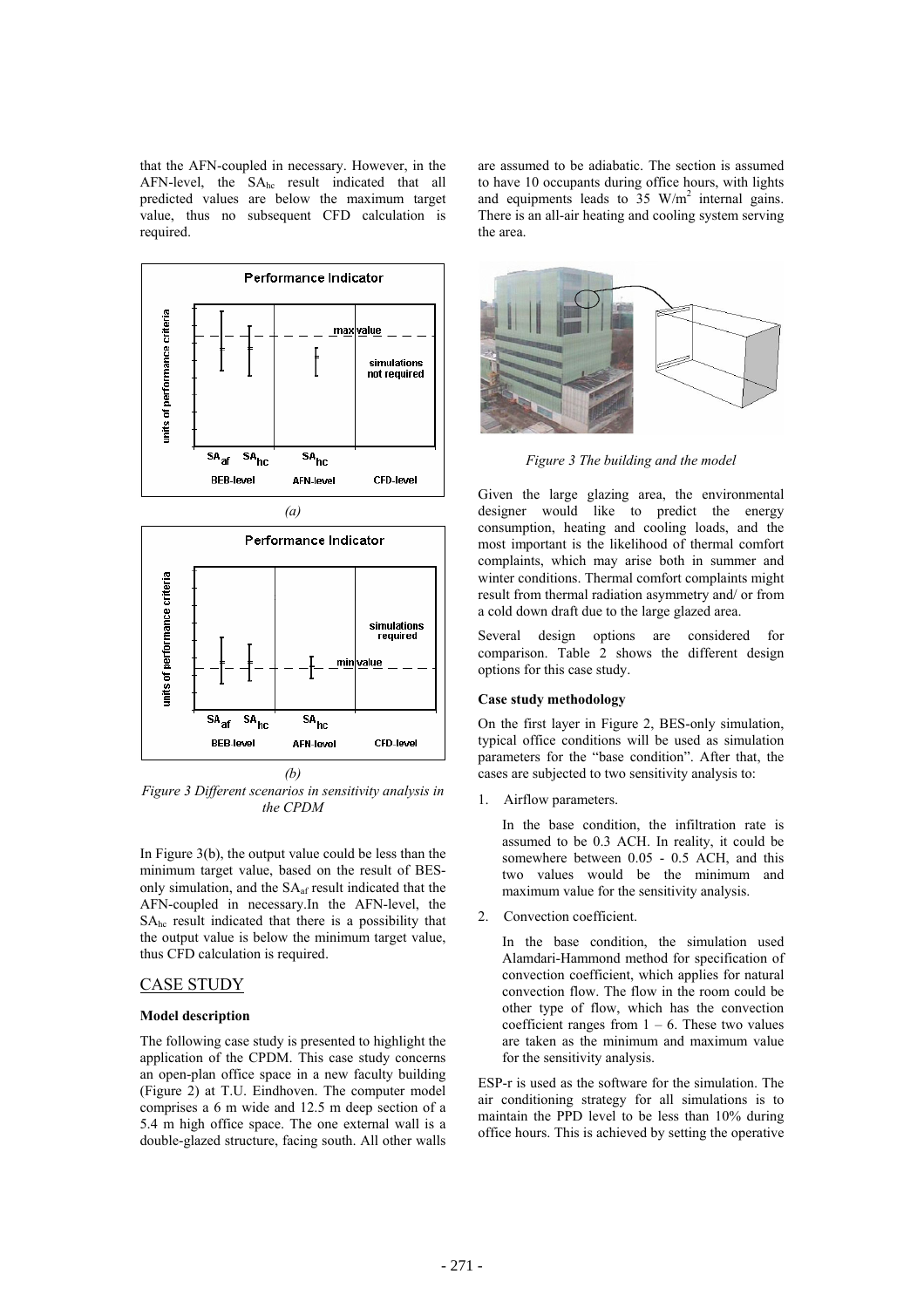that the AFN-coupled in necessary. However, in the AFN-level, the $SA_{hc}$ result indicated that all predicted values are below the maximum target value, thus no subsequent CFD calculation is required.

*(a)*

*(b)*

*Figure 3 Different scenarios in sensitivity analysis in the CPDM*

In Figure 3(b), the output value could be less than the minimum target value, based on the result of BES-only simulation, and the $SA_{af}$ result indicated that the AFN-coupled in necessary.In the AFN-level, the $SA_{hc}$ result indicated that there is a possibility that the output value is below the minimum target value, thus CFD calculation is required.

## CASE STUDY

### Model description

The following case study is presented to highlight the application of the CPDM. This case study concerns an open-plan office space in a new faculty building (Figure 2) at T.U. Eindhoven. The computer model comprises a 6 m wide and 12.5 m deep section of a 5.4 m high office space. The one external wall is a double-glazed structure, facing south. All other walls are assumed to be adiabatic. The section is assumed to have 10 occupants during office hours, with lights and equipments leads to 35 W/m$^2$ internal gains. There is an all-air heating and cooling system serving the area.

*Figure 3 The building and the model*

Given the large glazing area, the environmental designer would like to predict the energy consumption, heating and cooling loads, and the most important is the likelihood of thermal comfort complaints, which may arise both in summer and winter conditions. Thermal comfort complaints might result from thermal radiation asymmetry and/ or from a cold down draft due to the large glazed area.

Several design options are considered for comparison. Table 2 shows the different design options for this case study.

### Case study methodology

On the first layer in Figure 2, BES-only simulation, typical office conditions will be used as simulation parameters for the "base condition". After that, the cases are subjected to two sensitivity analysis to:

1. Airflow parameters.

   In the base condition, the infiltration rate is assumed to be 0.3 ACH. In reality, it could be somewhere between 0.05 - 0.5 ACH, and this two values would be the minimum and maximum value for the sensitivity analysis.

2. Convection coefficient.

   In the base condition, the simulation used Alamdari-Hammond method for specification of convection coefficient, which applies for natural convection flow. The flow in the room could be other type of flow, which has the convection coefficient ranges from 1 – 6. These two values are taken as the minimum and maximum value for the sensitivity analysis.

ESP-r is used as the software for the simulation. The air conditioning strategy for all simulations is to maintain the PPD level to be less than 10% during office hours. This is achieved by setting the operative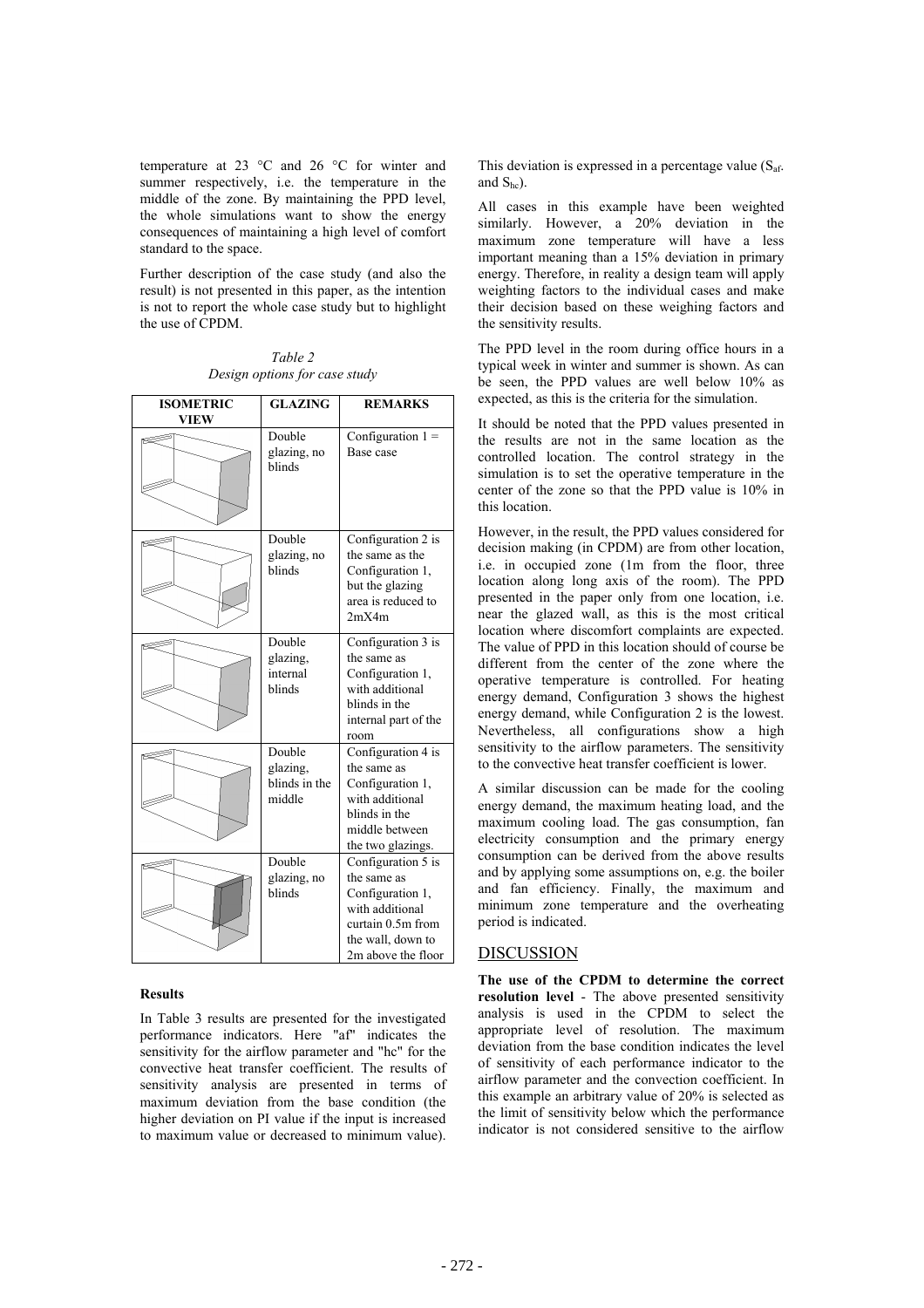temperature at 23 °C and 26 °C for winter and summer respectively, i.e. the temperature in the middle of the zone. By maintaining the PPD level, the whole simulations want to show the energy consequences of maintaining a high level of comfort standard to the space.

Further description of the case study (and also the result) is not presented in this paper, as the intention is not to report the whole case study but to highlight the use of CPDM.

*Table 2*
*Design options for case study*

| ISOMETRIC VIEW | GLAZING | REMARKS |
|---|---|---|
| | Double glazing, no blinds | Configuration 1 = Base case |
| | Double glazing, no blinds | Configuration 2 is the same as the Configuration 1, but the glazing area is reduced to 2mX4m |
| | Double glazing, internal blinds | Configuration 3 is the same as Configuration 1, with additional blinds in the internal part of the room |
| | Double glazing, blinds in the middle | Configuration 4 is the same as Configuration 1, with additional blinds in the middle between the two glazings. |
| | Double glazing, no blinds | Configuration 5 is the same as Configuration 1, with additional curtain 0.5m from the wall, down to 2m above the floor |

**Results**

In Table 3 results are presented for the investigated performance indicators. Here "af" indicates the sensitivity for the airflow parameter and "hc" for the convective heat transfer coefficient. The results of sensitivity analysis are presented in terms of maximum deviation from the base condition (the higher deviation on PI value if the input is increased to maximum value or decreased to minimum value). This deviation is expressed in a percentage value ($S_{af}$, and $S_{hc}$).

All cases in this example have been weighted similarly. However, a 20% deviation in the maximum zone temperature will have a less important meaning than a 15% deviation in primary energy. Therefore, in reality a design team will apply weighting factors to the individual cases and make their decision based on these weighing factors and the sensitivity results.

The PPD level in the room during office hours in a typical week in winter and summer is shown. As can be seen, the PPD values are well below 10% as expected, as this is the criteria for the simulation.

It should be noted that the PPD values presented in the results are not in the same location as the controlled location. The control strategy in the simulation is to set the operative temperature in the center of the zone so that the PPD value is 10% in this location.

However, in the result, the PPD values considered for decision making (in CPDM) are from other location, i.e. in occupied zone (1m from the floor, three location along long axis of the room). The PPD presented in the paper only from one location, i.e. near the glazed wall, as this is the most critical location where discomfort complaints are expected. The value of PPD in this location should of course be different from the center of the zone where the operative temperature is controlled. For heating energy demand, Configuration 3 shows the highest energy demand, while Configuration 2 is the lowest. Nevertheless, all configurations show a high sensitivity to the airflow parameters. The sensitivity to the convective heat transfer coefficient is lower.

A similar discussion can be made for the cooling energy demand, the maximum heating load, and the maximum cooling load. The gas consumption, fan electricity consumption and the primary energy consumption can be derived from the above results and by applying some assumptions on, e.g. the boiler and fan efficiency. Finally, the maximum and minimum zone temperature and the overheating period is indicated.

## DISCUSSION

**The use of the CPDM to determine the correct resolution level** - The above presented sensitivity analysis is used in the CPDM to select the appropriate level of resolution. The maximum deviation from the base condition indicates the level of sensitivity of each performance indicator to the airflow parameter and the convection coefficient. In this example an arbitrary value of 20% is selected as the limit of sensitivity below which the performance indicator is not considered sensitive to the airflow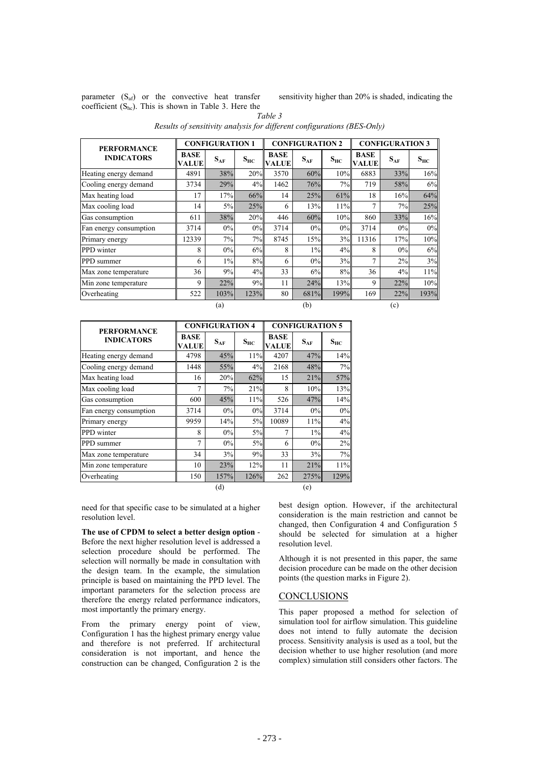parameter ($S_{af}$) or the convective heat transfer coefficient ($S_{hc}$). This is shown in Table 3. Here the sensitivity higher than 20% is shaded, indicating the need for that specific case to be simulated at a higher resolution level.

*Table 3*
*Results of sensitivity analysis for different configurations (BES-Only)*

| PERFORMANCE INDICATORS | CONFIGURATION 1 | | | CONFIGURATION 2 | | | CONFIGURATION 3 | | |
|---|---|---|---|---|---|---|---|---|---|
| | BASE VALUE | $S_{AF}$ | $S_{HC}$ | BASE VALUE | $S_{AF}$ | $S_{HC}$ | BASE VALUE | $S_{AF}$ | $S_{HC}$ |
| Heating energy demand | 4891 | 38% | 20% | 3570 | 60% | 10% | 6883 | 33% | 16% |
| Cooling energy demand | 3734 | 29% | 4% | 1462 | 76% | 7% | 719 | 58% | 6% |
| Max heating load | 17 | 17% | 66% | 14 | 25% | 61% | 18 | 16% | 64% |
| Max cooling load | 14 | 5% | 25% | 6 | 13% | 11% | 7 | 7% | 25% |
| Gas consumption | 611 | 38% | 20% | 446 | 60% | 10% | 860 | 33% | 16% |
| Fan energy consumption | 3714 | 0% | 0% | 3714 | 0% | 0% | 3714 | 0% | 0% |
| Primary energy | 12339 | 7% | 7% | 8745 | 15% | 3% | 11316 | 17% | 10% |
| PPD winter | 8 | 0% | 6% | 8 | 1% | 4% | 8 | 0% | 6% |
| PPD summer | 6 | 1% | 8% | 6 | 0% | 3% | 7 | 2% | 3% |
| Max zone temperature | 36 | 9% | 4% | 33 | 6% | 8% | 36 | 4% | 11% |
| Min zone temperature | 9 | 22% | 9% | 11 | 24% | 13% | 9 | 22% | 10% |
| Overheating | 522 | 103% | 123% | 80 | 681% | 199% | 169 | 22% | 193% |
| | | (a) | | | (b) | | | (c) | |

| PERFORMANCE INDICATORS | CONFIGURATION 4 | | | CONFIGURATION 5 | | |
|---|---|---|---|---|---|---|
| | BASE VALUE | $S_{AF}$ | $S_{HC}$ | BASE VALUE | $S_{AF}$ | $S_{HC}$ |
| Heating energy demand | 4798 | 45% | 11% | 4207 | 47% | 14% |
| Cooling energy demand | 1448 | 55% | 4% | 2168 | 48% | 7% |
| Max heating load | 16 | 20% | 62% | 15 | 21% | 57% |
| Max cooling load | 7 | 7% | 21% | 8 | 10% | 13% |
| Gas consumption | 600 | 45% | 11% | 526 | 47% | 14% |
| Fan energy consumption | 3714 | 0% | 0% | 3714 | 0% | 0% |
| Primary energy | 9959 | 14% | 5% | 10089 | 11% | 4% |
| PPD winter | 8 | 0% | 5% | 7 | 1% | 4% |
| PPD summer | 7 | 0% | 5% | 6 | 0% | 2% |
| Max zone temperature | 34 | 3% | 9% | 33 | 3% | 7% |
| Min zone temperature | 10 | 23% | 12% | 11 | 21% | 11% |
| Overheating | 150 | 157% | 126% | 262 | 275% | 129% |
| | | (d) | | | (e) | |

**The use of CPDM to select a better design option** - Before the next higher resolution level is addressed a selection procedure should be performed. The selection will normally be made in consultation with the design team. In the example, the simulation principle is based on maintaining the PPD level. The important parameters for the selection process are therefore the energy related performance indicators, most importantly the primary energy.

From the primary energy point of view, Configuration 1 has the highest primary energy value and therefore is not preferred. If architectural consideration is not important, and hence the construction can be changed, Configuration 2 is the best design option. However, if the architectural consideration is the main restriction and cannot be changed, then Configuration 4 and Configuration 5 should be selected for simulation at a higher resolution level.

Although it is not presented in this paper, the same decision procedure can be made on the other decision points (the question marks in Figure 2).

## CONCLUSIONS

This paper proposed a method for selection of simulation tool for airflow simulation. This guideline does not intend to fully automate the decision process. Sensitivity analysis is used as a tool, but the decision whether to use higher resolution (and more complex) simulation still considers other factors. The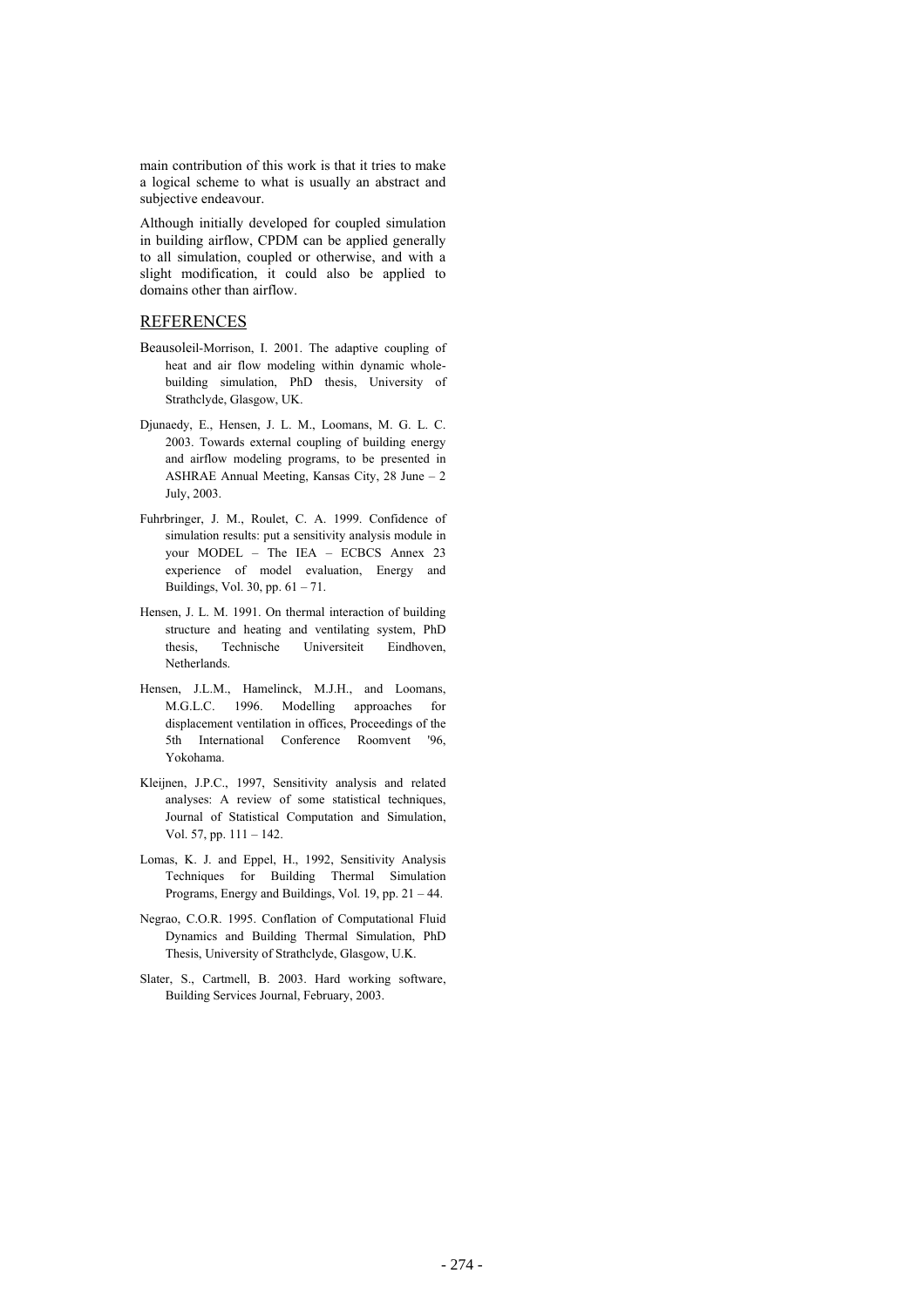main contribution of this work is that it tries to make a logical scheme to what is usually an abstract and subjective endeavour.

Although initially developed for coupled simulation in building airflow, CPDM can be applied generally to all simulation, coupled or otherwise, and with a slight modification, it could also be applied to domains other than airflow.

## REFERENCES

Beausoleil-Morrison, I. 2001. The adaptive coupling of heat and air flow modeling within dynamic whole-building simulation, PhD thesis, University of Strathclyde, Glasgow, UK.

Djunaedy, E., Hensen, J. L. M., Loomans, M. G. L. C. 2003. Towards external coupling of building energy and airflow modeling programs, to be presented in ASHRAE Annual Meeting, Kansas City, 28 June – 2 July, 2003.

Fuhrbringer, J. M., Roulet, C. A. 1999. Confidence of simulation results: put a sensitivity analysis module in your MODEL – The IEA – ECBCS Annex 23 experience of model evaluation, Energy and Buildings, Vol. 30, pp. 61 – 71.

Hensen, J. L. M. 1991. On thermal interaction of building structure and heating and ventilating system, PhD thesis, Technische Universiteit Eindhoven, Netherlands.

Hensen, J.L.M., Hamelinck, M.J.H., and Loomans, M.G.L.C. 1996. Modelling approaches for displacement ventilation in offices, Proceedings of the 5th International Conference Roomvent '96, Yokohama.

Kleijnen, J.P.C., 1997, Sensitivity analysis and related analyses: A review of some statistical techniques, Journal of Statistical Computation and Simulation, Vol. 57, pp. 111 – 142.

Lomas, K. J. and Eppel, H., 1992, Sensitivity Analysis Techniques for Building Thermal Simulation Programs, Energy and Buildings, Vol. 19, pp. 21 – 44.

Negrao, C.O.R. 1995. Conflation of Computational Fluid Dynamics and Building Thermal Simulation, PhD Thesis, University of Strathclyde, Glasgow, U.K.

Slater, S., Cartmell, B. 2003. Hard working software, Building Services Journal, February, 2003.